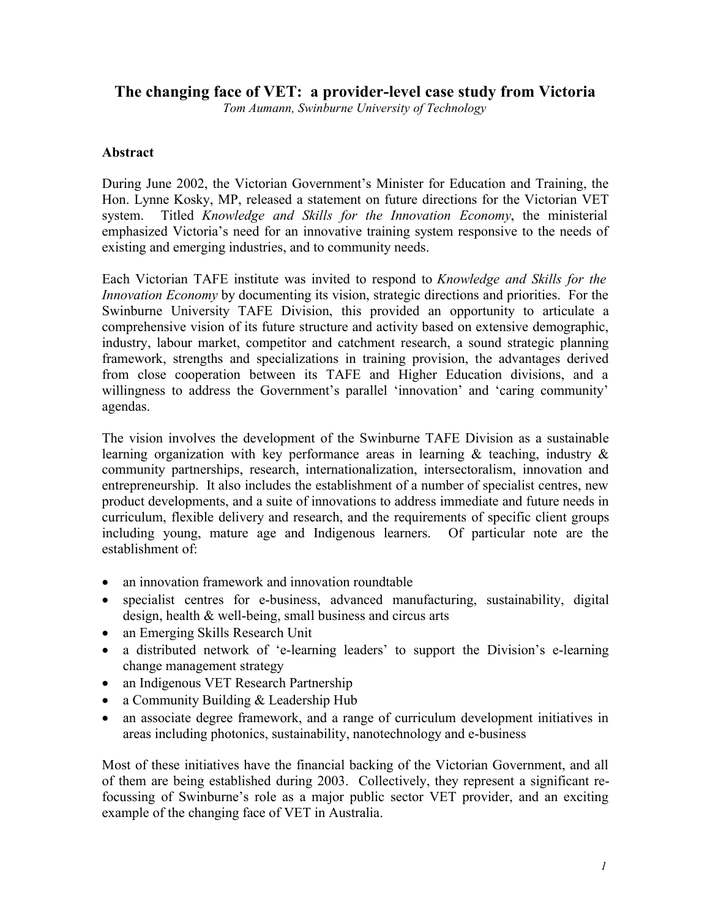# The changing face of VET: a provider-level case study from Victoria

*Tom Aumann, Swinburne University of Technology*

## Abstract

During June 2002, the Victorian Government's Minister for Education and Training, the Hon. Lynne Kosky, MP, released a statement on future directions for the Victorian VET system. Titled *Knowledge and Skills for the Innovation Economy*, the ministerial emphasized Victoria's need for an innovative training system responsive to the needs of existing and emerging industries, and to community needs.

Each Victorian TAFE institute was invited to respond to *Knowledge and Skills for the Innovation Economy* by documenting its vision, strategic directions and priorities. For the Swinburne University TAFE Division, this provided an opportunity to articulate a comprehensive vision of its future structure and activity based on extensive demographic, industry, labour market, competitor and catchment research, a sound strategic planning framework, strengths and specializations in training provision, the advantages derived from close cooperation between its TAFE and Higher Education divisions, and a willingness to address the Government's parallel 'innovation' and 'caring community' agendas.

The vision involves the development of the Swinburne TAFE Division as a sustainable learning organization with key performance areas in learning & teaching, industry & community partnerships, research, internationalization, intersectoralism, innovation and entrepreneurship. It also includes the establishment of a number of specialist centres, new product developments, and a suite of innovations to address immediate and future needs in curriculum, flexible delivery and research, and the requirements of specific client groups including young, mature age and Indigenous learners. Of particular note are the establishment of:

- an innovation framework and innovation roundtable
- specialist centres for e-business, advanced manufacturing, sustainability, digital design, health & well-being, small business and circus arts
- an Emerging Skills Research Unit
- a distributed network of 'e-learning leaders' to support the Division's e-learning change management strategy
- an Indigenous VET Research Partnership
- a Community Building & Leadership Hub
- an associate degree framework, and a range of curriculum development initiatives in areas including photonics, sustainability, nanotechnology and e-business

Most of these initiatives have the financial backing of the Victorian Government, and all of them are being established during 2003. Collectively, they represent a significant re-focussing of Swinburne's role as a major public sector VET provider, and an exciting example of the changing face of VET in Australia.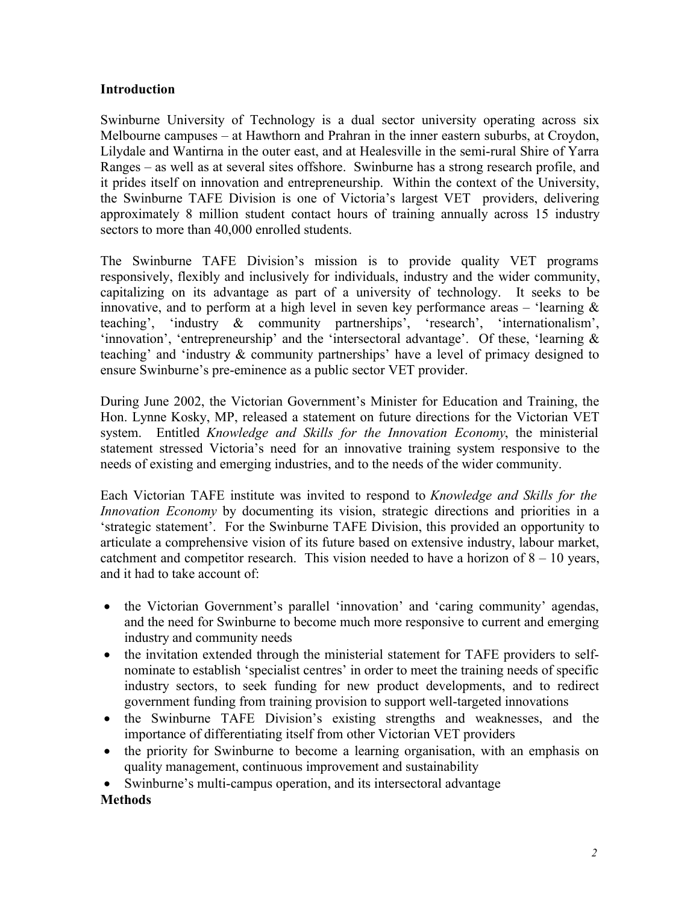## Introduction

Swinburne University of Technology is a dual sector university operating across six Melbourne campuses – at Hawthorn and Prahran in the inner eastern suburbs, at Croydon, Lilydale and Wantirna in the outer east, and at Healesville in the semi-rural Shire of Yarra Ranges – as well as at several sites offshore. Swinburne has a strong research profile, and it prides itself on innovation and entrepreneurship. Within the context of the University, the Swinburne TAFE Division is one of Victoria's largest VET providers, delivering approximately 8 million student contact hours of training annually across 15 industry sectors to more than 40,000 enrolled students.

The Swinburne TAFE Division's mission is to provide quality VET programs responsively, flexibly and inclusively for individuals, industry and the wider community, capitalizing on its advantage as part of a university of technology. It seeks to be innovative, and to perform at a high level in seven key performance areas – 'learning & teaching', 'industry & community partnerships', 'research', 'internationalism', 'innovation', 'entrepreneurship' and the 'intersectoral advantage'. Of these, 'learning & teaching' and 'industry & community partnerships' have a level of primacy designed to ensure Swinburne's pre-eminence as a public sector VET provider.

During June 2002, the Victorian Government's Minister for Education and Training, the Hon. Lynne Kosky, MP, released a statement on future directions for the Victorian VET system. Entitled *Knowledge and Skills for the Innovation Economy*, the ministerial statement stressed Victoria's need for an innovative training system responsive to the needs of existing and emerging industries, and to the needs of the wider community.

Each Victorian TAFE institute was invited to respond to *Knowledge and Skills for the Innovation Economy* by documenting its vision, strategic directions and priorities in a 'strategic statement'. For the Swinburne TAFE Division, this provided an opportunity to articulate a comprehensive vision of its future based on extensive industry, labour market, catchment and competitor research. This vision needed to have a horizon of 8 – 10 years, and it had to take account of:

- the Victorian Government's parallel 'innovation' and 'caring community' agendas, and the need for Swinburne to become much more responsive to current and emerging industry and community needs
- the invitation extended through the ministerial statement for TAFE providers to self-nominate to establish 'specialist centres' in order to meet the training needs of specific industry sectors, to seek funding for new product developments, and to redirect government funding from training provision to support well-targeted innovations
- the Swinburne TAFE Division's existing strengths and weaknesses, and the importance of differentiating itself from other Victorian VET providers
- the priority for Swinburne to become a learning organisation, with an emphasis on quality management, continuous improvement and sustainability
- Swinburne's multi-campus operation, and its intersectoral advantage

## Methods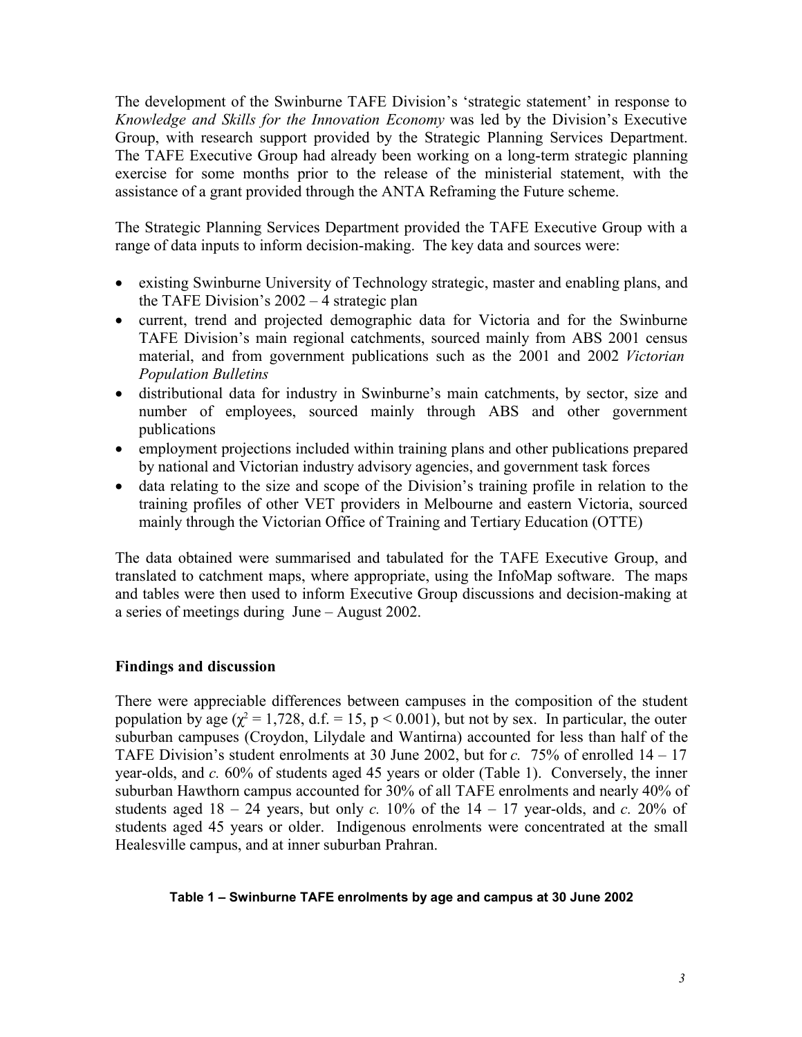The development of the Swinburne TAFE Division's 'strategic statement' in response to *Knowledge and Skills for the Innovation Economy* was led by the Division's Executive Group, with research support provided by the Strategic Planning Services Department. The TAFE Executive Group had already been working on a long-term strategic planning exercise for some months prior to the release of the ministerial statement, with the assistance of a grant provided through the ANTA Reframing the Future scheme.

The Strategic Planning Services Department provided the TAFE Executive Group with a range of data inputs to inform decision-making. The key data and sources were:

- existing Swinburne University of Technology strategic, master and enabling plans, and the TAFE Division's 2002 – 4 strategic plan
- current, trend and projected demographic data for Victoria and for the Swinburne TAFE Division's main regional catchments, sourced mainly from ABS 2001 census material, and from government publications such as the 2001 and 2002 *Victorian Population Bulletins*
- distributional data for industry in Swinburne's main catchments, by sector, size and number of employees, sourced mainly through ABS and other government publications
- employment projections included within training plans and other publications prepared by national and Victorian industry advisory agencies, and government task forces
- data relating to the size and scope of the Division's training profile in relation to the training profiles of other VET providers in Melbourne and eastern Victoria, sourced mainly through the Victorian Office of Training and Tertiary Education (OTTE)

The data obtained were summarised and tabulated for the TAFE Executive Group, and translated to catchment maps, where appropriate, using the InfoMap software. The maps and tables were then used to inform Executive Group discussions and decision-making at a series of meetings during June – August 2002.

## Findings and discussion

There were appreciable differences between campuses in the composition of the student population by age ($\chi^2 = 1{,}728$, d.f. = 15, $p < 0.001$), but not by sex. In particular, the outer suburban campuses (Croydon, Lilydale and Wantirna) accounted for less than half of the TAFE Division's student enrolments at 30 June 2002, but for *c.* 75% of enrolled 14 – 17 year-olds, and *c.* 60% of students aged 45 years or older (Table 1). Conversely, the inner suburban Hawthorn campus accounted for 30% of all TAFE enrolments and nearly 40% of students aged 18 – 24 years, but only *c.* 10% of the 14 – 17 year-olds, and *c.* 20% of students aged 45 years or older. Indigenous enrolments were concentrated at the small Healesville campus, and at inner suburban Prahran.

**Table 1 – Swinburne TAFE enrolments by age and campus at 30 June 2002**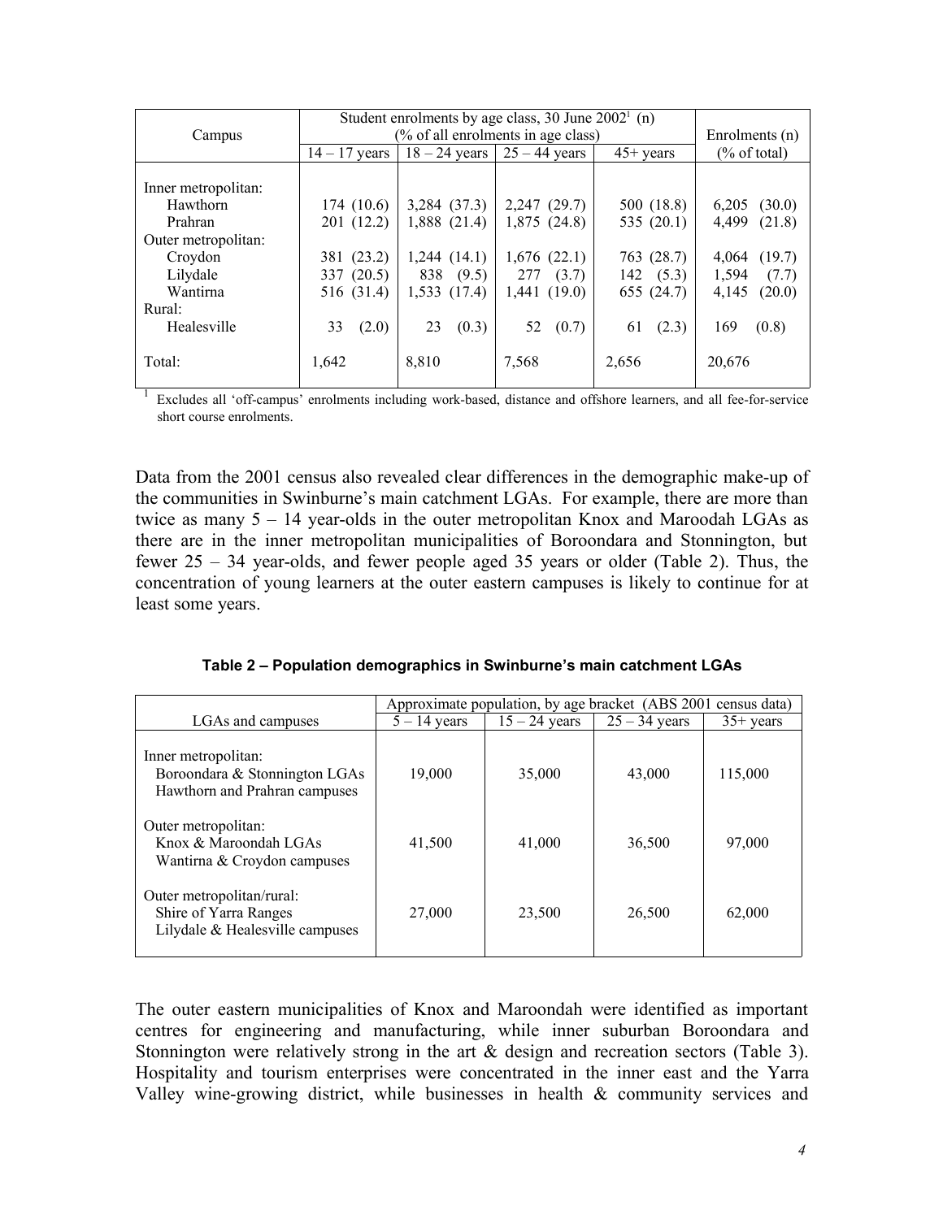| Campus | Student enrolments by age class, 30 June 2002[1] (n) (% of all enrolments in age class) | | | | Enrolments (n) |
|---|---|---|---|---|---|
| | 14 – 17 years | 18 – 24 years | 25 – 44 years | 45+ years | (% of total) |
| Inner metropolitan: | | | | | |
| Hawthorn | 174 (10.6) | 3,284 (37.3) | 2,247 (29.7) | 500 (18.8) | 6,205 (30.0) |
| Prahran | 201 (12.2) | 1,888 (21.4) | 1,875 (24.8) | 535 (20.1) | 4,499 (21.8) |
| Outer metropolitan: | | | | | |
| Croydon | 381 (23.2) | 1,244 (14.1) | 1,676 (22.1) | 763 (28.7) | 4,064 (19.7) |
| Lilydale | 337 (20.5) | 838 (9.5) | 277 (3.7) | 142 (5.3) | 1,594 (7.7) |
| Wantirna | 516 (31.4) | 1,533 (17.4) | 1,441 (19.0) | 655 (24.7) | 4,145 (20.0) |
| Rural: | | | | | |
| Healesville | 33 (2.0) | 23 (0.3) | 52 (0.7) | 61 (2.3) | 169 (0.8) |
| Total: | 1,642 | 8,810 | 7,568 | 2,656 | 20,676 |

[1] Excludes all 'off-campus' enrolments including work-based, distance and offshore learners, and all fee-for-service short course enrolments.

Data from the 2001 census also revealed clear differences in the demographic make-up of the communities in Swinburne's main catchment LGAs. For example, there are more than twice as many 5 – 14 year-olds in the outer metropolitan Knox and Maroondah LGAs as there are in the inner metropolitan municipalities of Boroondara and Stonnington, but fewer 25 – 34 year-olds, and fewer people aged 35 years or older (Table 2). Thus, the concentration of young learners at the outer eastern campuses is likely to continue for at least some years.

**Table 2 – Population demographics in Swinburne's main catchment LGAs**

| LGAs and campuses | Approximate population, by age bracket (ABS 2001 census data) | | | |
|---|---|---|---|---|
| | 5 – 14 years | 15 – 24 years | 25 – 34 years | 35+ years |
| Inner metropolitan: Boroondara & Stonnington LGAs Hawthorn and Prahran campuses | 19,000 | 35,000 | 43,000 | 115,000 |
| Outer metropolitan: Knox & Maroondah LGAs Wantirna & Croydon campuses | 41,500 | 41,000 | 36,500 | 97,000 |
| Outer metropolitan/rural: Shire of Yarra Ranges Lilydale & Healesville campuses | 27,000 | 23,500 | 26,500 | 62,000 |

The outer eastern municipalities of Knox and Maroondah were identified as important centres for engineering and manufacturing, while inner suburban Boroondara and Stonnington were relatively strong in the art & design and recreation sectors (Table 3). Hospitality and tourism enterprises were concentrated in the inner east and the Yarra Valley wine-growing district, while businesses in health & community services and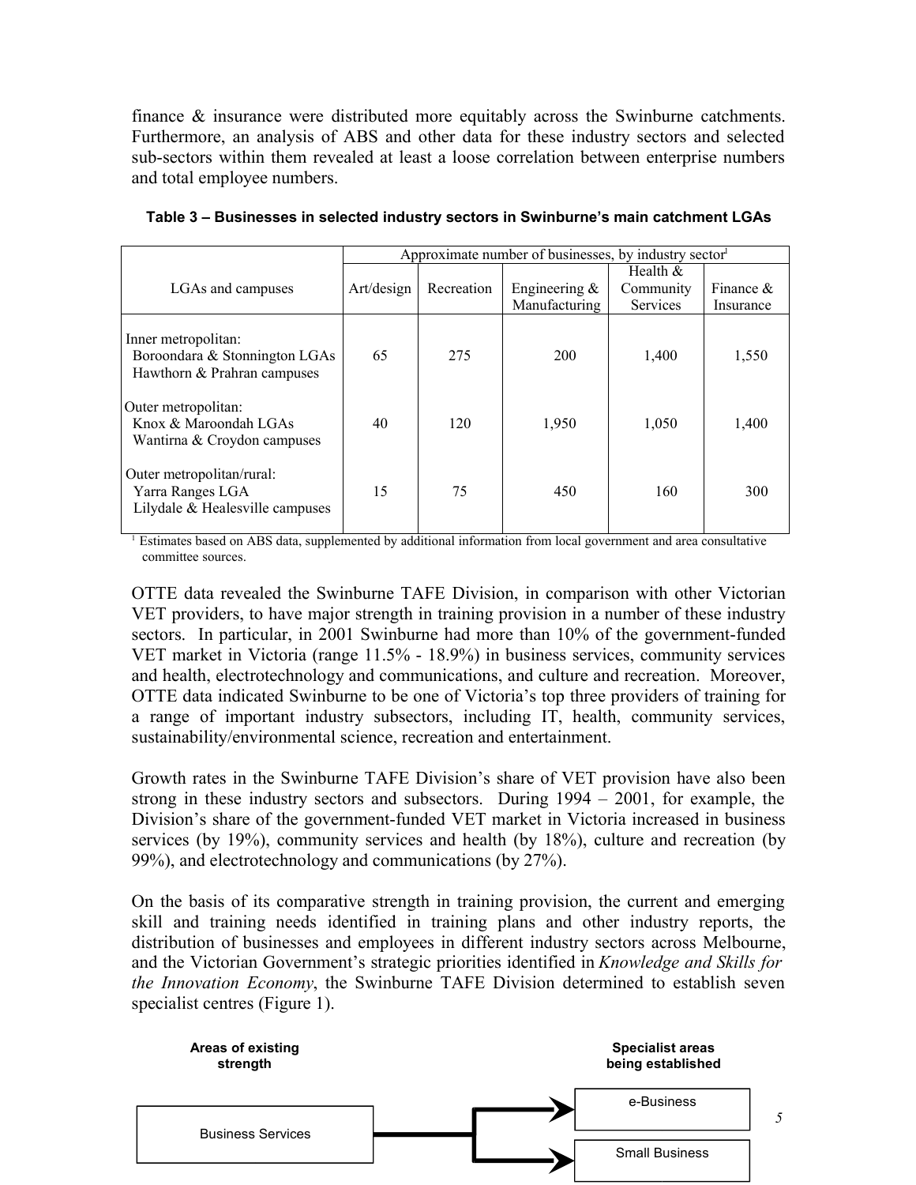finance & insurance were distributed more equitably across the Swinburne catchments. Furthermore, an analysis of ABS and other data for these industry sectors and selected sub-sectors within them revealed at least a loose correlation between enterprise numbers and total employee numbers.

**Table 3 – Businesses in selected industry sectors in Swinburne's main catchment LGAs**

| LGAs and campuses | Approximate number of businesses, by industry sector[1] | | | | |
|---|---|---|---|---|---|
| | Art/design | Recreation | Engineering & Manufacturing | Health & Community Services | Finance & Insurance |
| Inner metropolitan: Boroondara & Stonnington LGAs Hawthorn & Prahran campuses | 65 | 275 | 200 | 1,400 | 1,550 |
| Outer metropolitan: Knox & Maroondah LGAs Wantirna & Croydon campuses | 40 | 120 | 1,950 | 1,050 | 1,400 |
| Outer metropolitan/rural: Yarra Ranges LGA Lilydale & Healesville campuses | 15 | 75 | 450 | 160 | 300 |

[1] Estimates based on ABS data, supplemented by additional information from local government and area consultative committee sources.

OTTE data revealed the Swinburne TAFE Division, in comparison with other Victorian VET providers, to have major strength in training provision in a number of these industry sectors. In particular, in 2001 Swinburne had more than 10% of the government-funded VET market in Victoria (range 11.5% - 18.9%) in business services, community services and health, electrotechnology and communications, and culture and recreation. Moreover, OTTE data indicated Swinburne to be one of Victoria's top three providers of training for a range of important industry subsectors, including IT, health, community services, sustainability/environmental science, recreation and entertainment.

Growth rates in the Swinburne TAFE Division's share of VET provision have also been strong in these industry sectors and subsectors. During 1994 – 2001, for example, the Division's share of the government-funded VET market in Victoria increased in business services (by 19%), community services and health (by 18%), culture and recreation (by 99%), and electrotechnology and communications (by 27%).

On the basis of its comparative strength in training provision, the current and emerging skill and training needs identified in training plans and other industry reports, the distribution of businesses and employees in different industry sectors across Melbourne, and the Victorian Government's strategic priorities identified in *Knowledge and Skills for the Innovation Economy*, the Swinburne TAFE Division determined to establish seven specialist centres (Figure 1).

**Areas of existing strength** | **Specialist areas being established**

Business Services → e-Business

Business Services → Small Business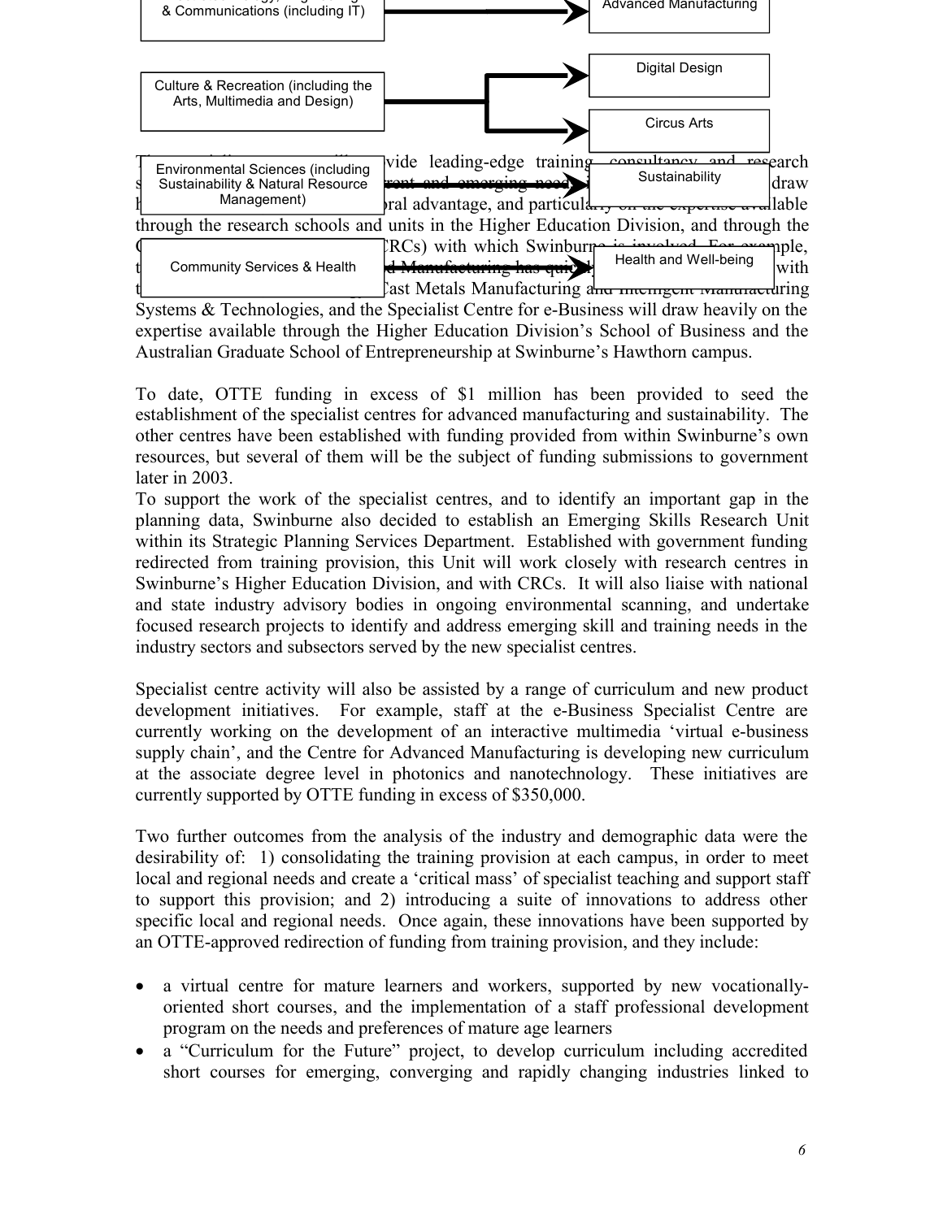| Industry area | Specialist centre |
| --- | --- |
| ... & Communications (including IT) | Advanced Manufacturing |
| Culture & Recreation (including the Arts, Multimedia and Design) | Digital Design |
| | Circus Arts |
| Environmental Sciences (including Sustainability & Natural Resource Management) | Sustainability |
| Community Services & Health | Health and Well-being |

The specialist centres will provide leading-edge training, consultancy and research s... current and emerging needs ... draw h... ...ral advantage, and particularly on the expertise available through the research schools and units in the Higher Education Division, and through the C... (CRCs) with which Swinburne is involved. For example, t... ...d Manufacturing has quickly ... with t... ...Cast Metals Manufacturing and Intelligent Manufacturing Systems & Technologies, and the Specialist Centre for e-Business will draw heavily on the expertise available through the Higher Education Division's School of Business and the Australian Graduate School of Entrepreneurship at Swinburne's Hawthorn campus.

To date, OTTE funding in excess of $1 million has been provided to seed the establishment of the specialist centres for advanced manufacturing and sustainability. The other centres have been established with funding provided from within Swinburne's own resources, but several of them will be the subject of funding submissions to government later in 2003.

To support the work of the specialist centres, and to identify an important gap in the planning data, Swinburne also decided to establish an Emerging Skills Research Unit within its Strategic Planning Services Department. Established with government funding redirected from training provision, this Unit will work closely with research centres in Swinburne's Higher Education Division, and with CRCs. It will also liaise with national and state industry advisory bodies in ongoing environmental scanning, and undertake focused research projects to identify and address emerging skill and training needs in the industry sectors and subsectors served by the new specialist centres.

Specialist centre activity will also be assisted by a range of curriculum and new product development initiatives. For example, staff at the e-Business Specialist Centre are currently working on the development of an interactive multimedia 'virtual e-business supply chain', and the Centre for Advanced Manufacturing is developing new curriculum at the associate degree level in photonics and nanotechnology. These initiatives are currently supported by OTTE funding in excess of $350,000.

Two further outcomes from the analysis of the industry and demographic data were the desirability of: 1) consolidating the training provision at each campus, in order to meet local and regional needs and create a 'critical mass' of specialist teaching and support staff to support this provision; and 2) introducing a suite of innovations to address other specific local and regional needs. Once again, these innovations have been supported by an OTTE-approved redirection of funding from training provision, and they include:

- a virtual centre for mature learners and workers, supported by new vocationally-oriented short courses, and the implementation of a staff professional development program on the needs and preferences of mature age learners
- a "Curriculum for the Future" project, to develop curriculum including accredited short courses for emerging, converging and rapidly changing industries linked to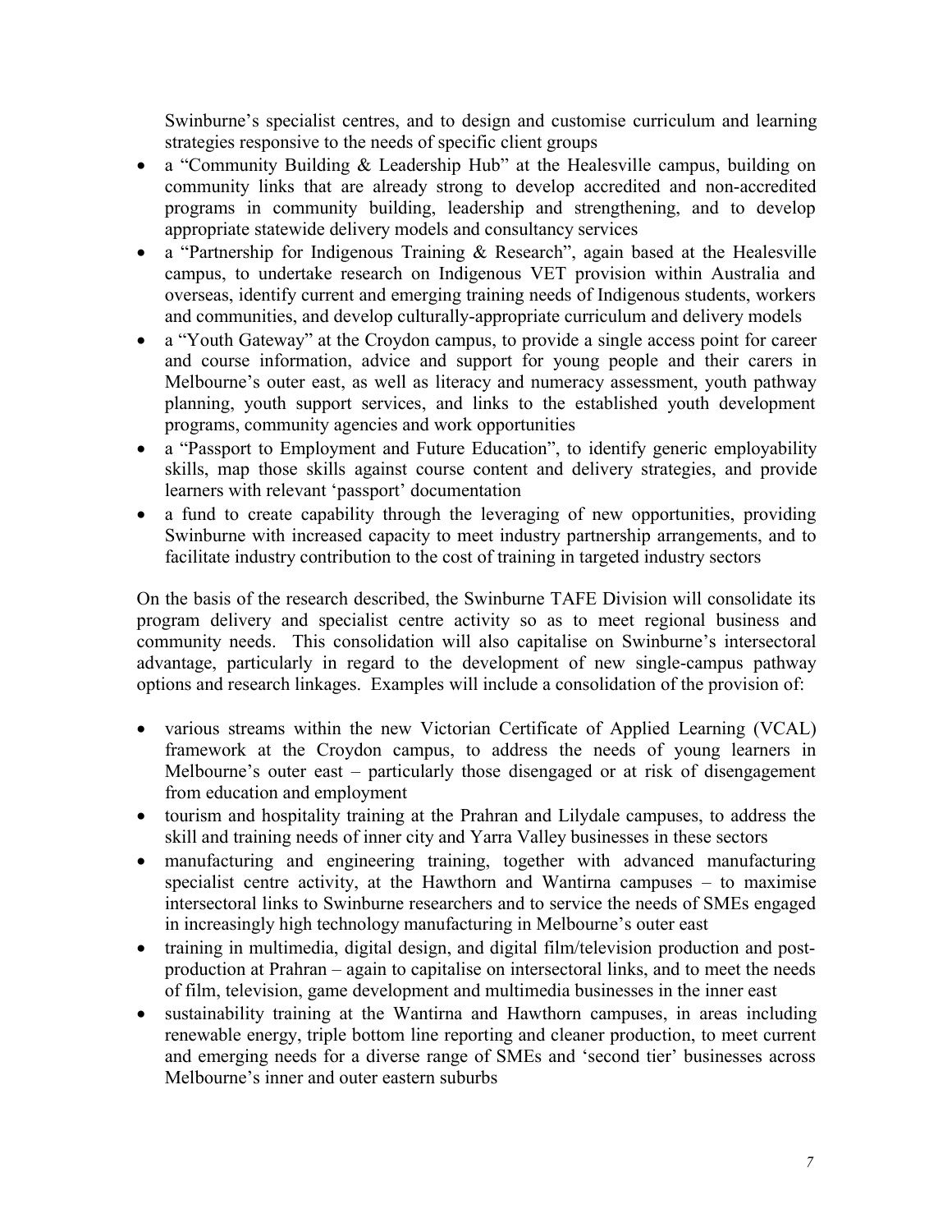Swinburne's specialist centres, and to design and customise curriculum and learning strategies responsive to the needs of specific client groups

- a "Community Building & Leadership Hub" at the Healesville campus, building on community links that are already strong to develop accredited and non-accredited programs in community building, leadership and strengthening, and to develop appropriate statewide delivery models and consultancy services
- a "Partnership for Indigenous Training & Research", again based at the Healesville campus, to undertake research on Indigenous VET provision within Australia and overseas, identify current and emerging training needs of Indigenous students, workers and communities, and develop culturally-appropriate curriculum and delivery models
- a "Youth Gateway" at the Croydon campus, to provide a single access point for career and course information, advice and support for young people and their carers in Melbourne's outer east, as well as literacy and numeracy assessment, youth pathway planning, youth support services, and links to the established youth development programs, community agencies and work opportunities
- a "Passport to Employment and Future Education", to identify generic employability skills, map those skills against course content and delivery strategies, and provide learners with relevant 'passport' documentation
- a fund to create capability through the leveraging of new opportunities, providing Swinburne with increased capacity to meet industry partnership arrangements, and to facilitate industry contribution to the cost of training in targeted industry sectors

On the basis of the research described, the Swinburne TAFE Division will consolidate its program delivery and specialist centre activity so as to meet regional business and community needs. This consolidation will also capitalise on Swinburne's intersectoral advantage, particularly in regard to the development of new single-campus pathway options and research linkages. Examples will include a consolidation of the provision of:

- various streams within the new Victorian Certificate of Applied Learning (VCAL) framework at the Croydon campus, to address the needs of young learners in Melbourne's outer east – particularly those disengaged or at risk of disengagement from education and employment
- tourism and hospitality training at the Prahran and Lilydale campuses, to address the skill and training needs of inner city and Yarra Valley businesses in these sectors
- manufacturing and engineering training, together with advanced manufacturing specialist centre activity, at the Hawthorn and Wantirna campuses – to maximise intersectoral links to Swinburne researchers and to service the needs of SMEs engaged in increasingly high technology manufacturing in Melbourne's outer east
- training in multimedia, digital design, and digital film/television production and post-production at Prahran – again to capitalise on intersectoral links, and to meet the needs of film, television, game development and multimedia businesses in the inner east
- sustainability training at the Wantirna and Hawthorn campuses, in areas including renewable energy, triple bottom line reporting and cleaner production, to meet current and emerging needs for a diverse range of SMEs and 'second tier' businesses across Melbourne's inner and outer eastern suburbs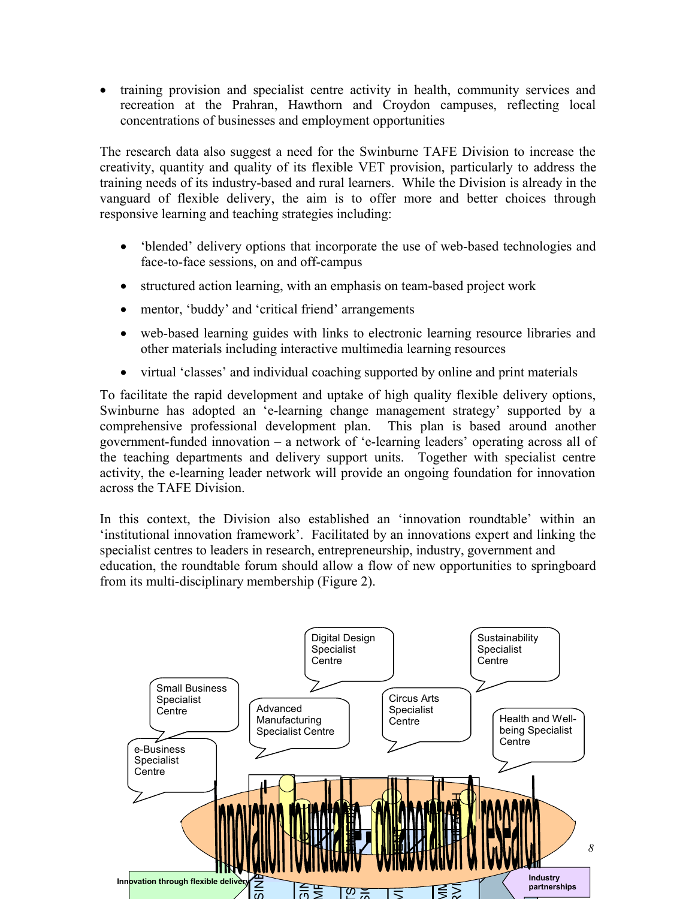- training provision and specialist centre activity in health, community services and recreation at the Prahran, Hawthorn and Croydon campuses, reflecting local concentrations of businesses and employment opportunities

The research data also suggest a need for the Swinburne TAFE Division to increase the creativity, quantity and quality of its flexible VET provision, particularly to address the training needs of its industry-based and rural learners. While the Division is already in the vanguard of flexible delivery, the aim is to offer more and better choices through responsive learning and teaching strategies including:

- 'blended' delivery options that incorporate the use of web-based technologies and face-to-face sessions, on and off-campus
- structured action learning, with an emphasis on team-based project work
- mentor, 'buddy' and 'critical friend' arrangements
- web-based learning guides with links to electronic learning resource libraries and other materials including interactive multimedia learning resources
- virtual 'classes' and individual coaching supported by online and print materials

To facilitate the rapid development and uptake of high quality flexible delivery options, Swinburne has adopted an 'e-learning change management strategy' supported by a comprehensive professional development plan. This plan is based around another government-funded innovation – a network of 'e-learning leaders' operating across all of the teaching departments and delivery support units. Together with specialist centre activity, the e-learning leader network will provide an ongoing foundation for innovation across the TAFE Division.

In this context, the Division also established an 'innovation roundtable' within an 'institutional innovation framework'. Facilitated by an innovations expert and linking the specialist centres to leaders in research, entrepreneurship, industry, government and education, the roundtable forum should allow a flow of new opportunities to springboard from its multi-disciplinary membership (Figure 2).

Digital Design Specialist Centre

Sustainability Specialist Centre

Small Business Specialist Centre

Advanced Manufacturing Specialist Centre

Circus Arts Specialist Centre

Health and Well-being Specialist Centre

e-Business Specialist Centre

Innovation roundtable - collaboration & research

Innovation through flexible delivery

Industry partnerships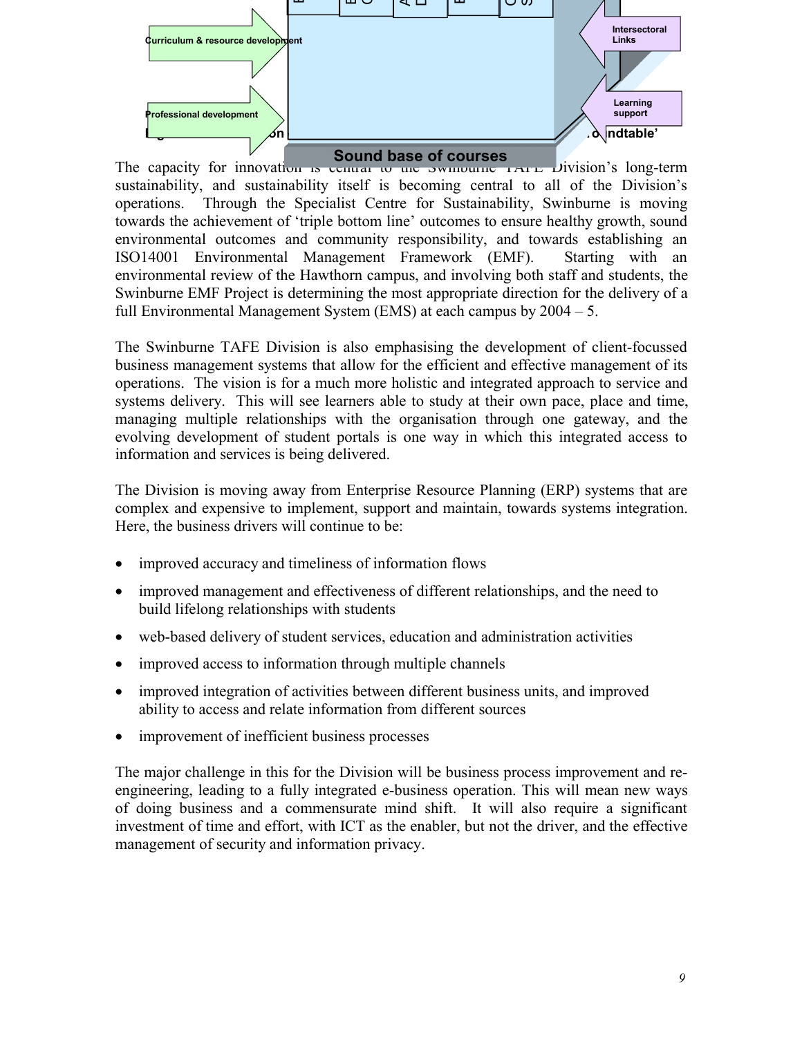Curriculum & resource development

Professional development

Intersectoral Links

Learning support

Sound base of courses

The capacity for innovation is central to the Swinburne TAFE Division's long-term sustainability, and sustainability itself is becoming central to all of the Division's operations. Through the Specialist Centre for Sustainability, Swinburne is moving towards the achievement of 'triple bottom line' outcomes to ensure healthy growth, sound environmental outcomes and community responsibility, and towards establishing an ISO14001 Environmental Management Framework (EMF). Starting with an environmental review of the Hawthorn campus, and involving both staff and students, the Swinburne EMF Project is determining the most appropriate direction for the delivery of a full Environmental Management System (EMS) at each campus by 2004 – 5.

The Swinburne TAFE Division is also emphasising the development of client-focussed business management systems that allow for the efficient and effective management of its operations. The vision is for a much more holistic and integrated approach to service and systems delivery. This will see learners able to study at their own pace, place and time, managing multiple relationships with the organisation through one gateway, and the evolving development of student portals is one way in which this integrated access to information and services is being delivered.

The Division is moving away from Enterprise Resource Planning (ERP) systems that are complex and expensive to implement, support and maintain, towards systems integration. Here, the business drivers will continue to be:

- improved accuracy and timeliness of information flows
- improved management and effectiveness of different relationships, and the need to build lifelong relationships with students
- web-based delivery of student services, education and administration activities
- improved access to information through multiple channels
- improved integration of activities between different business units, and improved ability to access and relate information from different sources
- improvement of inefficient business processes

The major challenge in this for the Division will be business process improvement and re-engineering, leading to a fully integrated e-business operation. This will mean new ways of doing business and a commensurate mind shift. It will also require a significant investment of time and effort, with ICT as the enabler, but not the driver, and the effective management of security and information privacy.